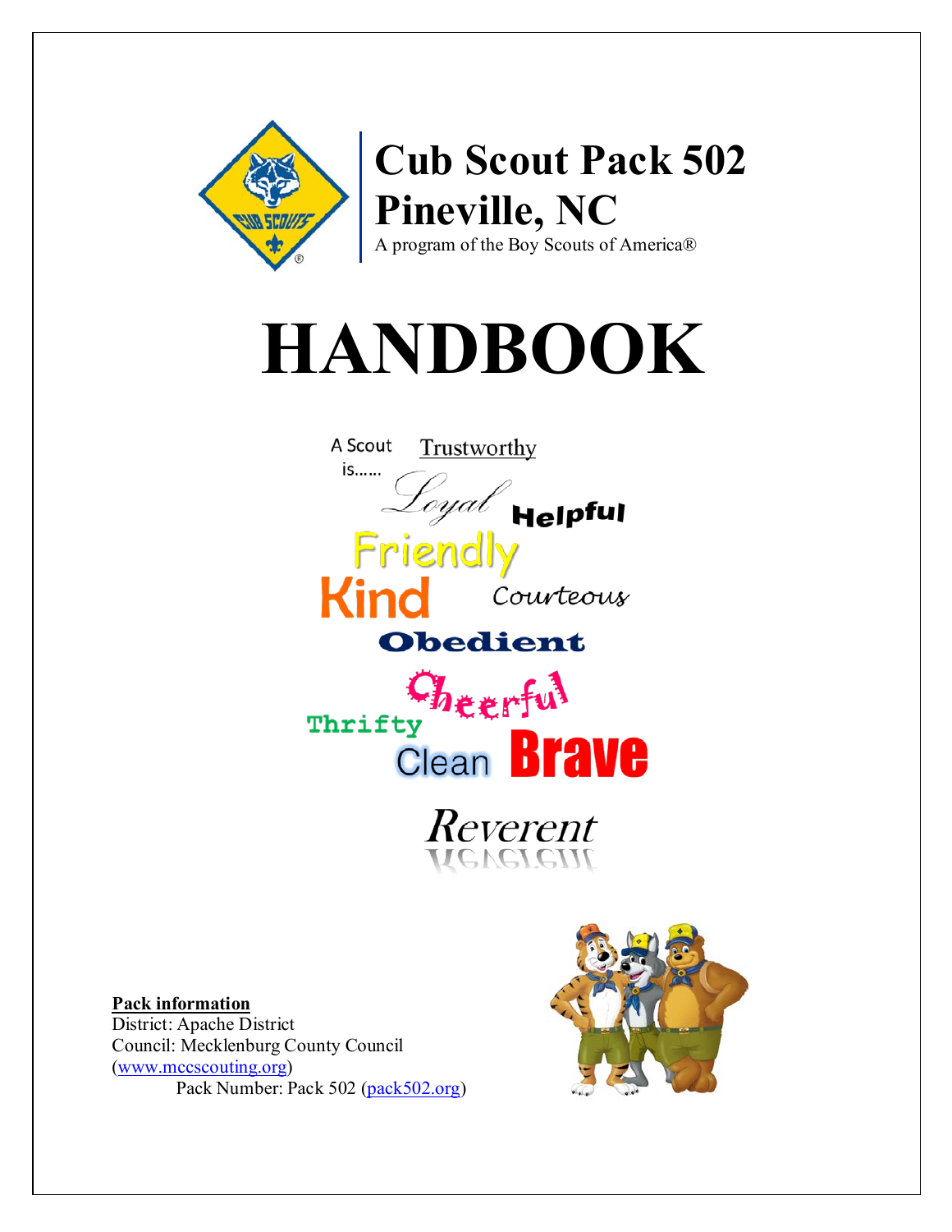# Cub Scout Pack 502
# Pineville, NC

A program of the Boy Scouts of America®

# HANDBOOK

A Scout is……

Trustworthy

Loyal

Helpful

Friendly

Kind

Courteous

Obedient

Cheerful

Thrifty

Clean

Brave

Reverent

**Pack information**

District: Apache District

Council: Mecklenburg County Council (www.mccscouting.org)

Pack Number: Pack 502 (pack502.org)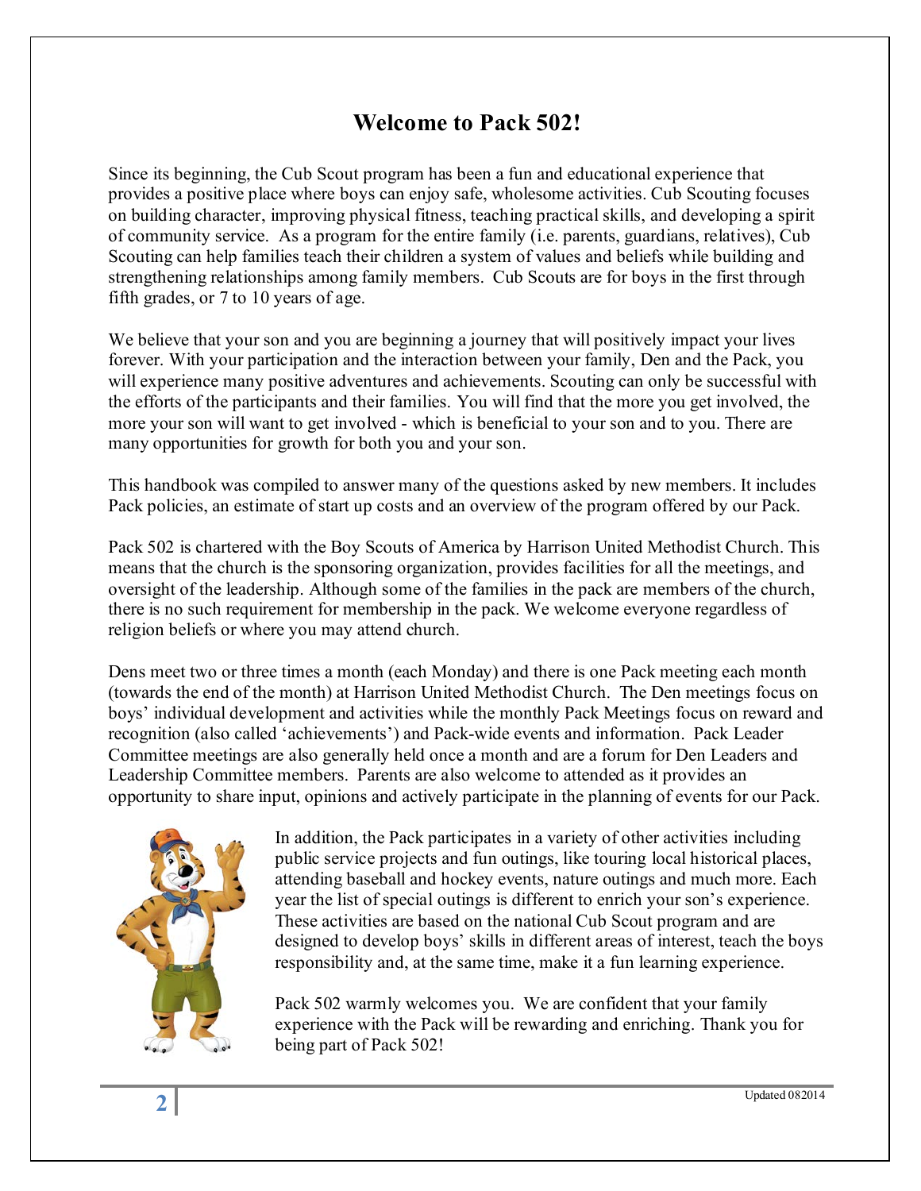# Welcome to Pack 502!

Since its beginning, the Cub Scout program has been a fun and educational experience that provides a positive place where boys can enjoy safe, wholesome activities. Cub Scouting focuses on building character, improving physical fitness, teaching practical skills, and developing a spirit of community service. As a program for the entire family (i.e. parents, guardians, relatives), Cub Scouting can help families teach their children a system of values and beliefs while building and strengthening relationships among family members. Cub Scouts are for boys in the first through fifth grades, or 7 to 10 years of age.

We believe that your son and you are beginning a journey that will positively impact your lives forever. With your participation and the interaction between your family, Den and the Pack, you will experience many positive adventures and achievements. Scouting can only be successful with the efforts of the participants and their families. You will find that the more you get involved, the more your son will want to get involved - which is beneficial to your son and to you. There are many opportunities for growth for both you and your son.

This handbook was compiled to answer many of the questions asked by new members. It includes Pack policies, an estimate of start up costs and an overview of the program offered by our Pack.

Pack 502 is chartered with the Boy Scouts of America by Harrison United Methodist Church. This means that the church is the sponsoring organization, provides facilities for all the meetings, and oversight of the leadership. Although some of the families in the pack are members of the church, there is no such requirement for membership in the pack. We welcome everyone regardless of religion beliefs or where you may attend church.

Dens meet two or three times a month (each Monday) and there is one Pack meeting each month (towards the end of the month) at Harrison United Methodist Church. The Den meetings focus on boys' individual development and activities while the monthly Pack Meetings focus on reward and recognition (also called 'achievements') and Pack-wide events and information. Pack Leader Committee meetings are also generally held once a month and are a forum for Den Leaders and Leadership Committee members. Parents are also welcome to attended as it provides an opportunity to share input, opinions and actively participate in the planning of events for our Pack.

In addition, the Pack participates in a variety of other activities including public service projects and fun outings, like touring local historical places, attending baseball and hockey events, nature outings and much more. Each year the list of special outings is different to enrich your son's experience. These activities are based on the national Cub Scout program and are designed to develop boys' skills in different areas of interest, teach the boys responsibility and, at the same time, make it a fun learning experience.

Pack 502 warmly welcomes you. We are confident that your family experience with the Pack will be rewarding and enriching. Thank you for being part of Pack 502!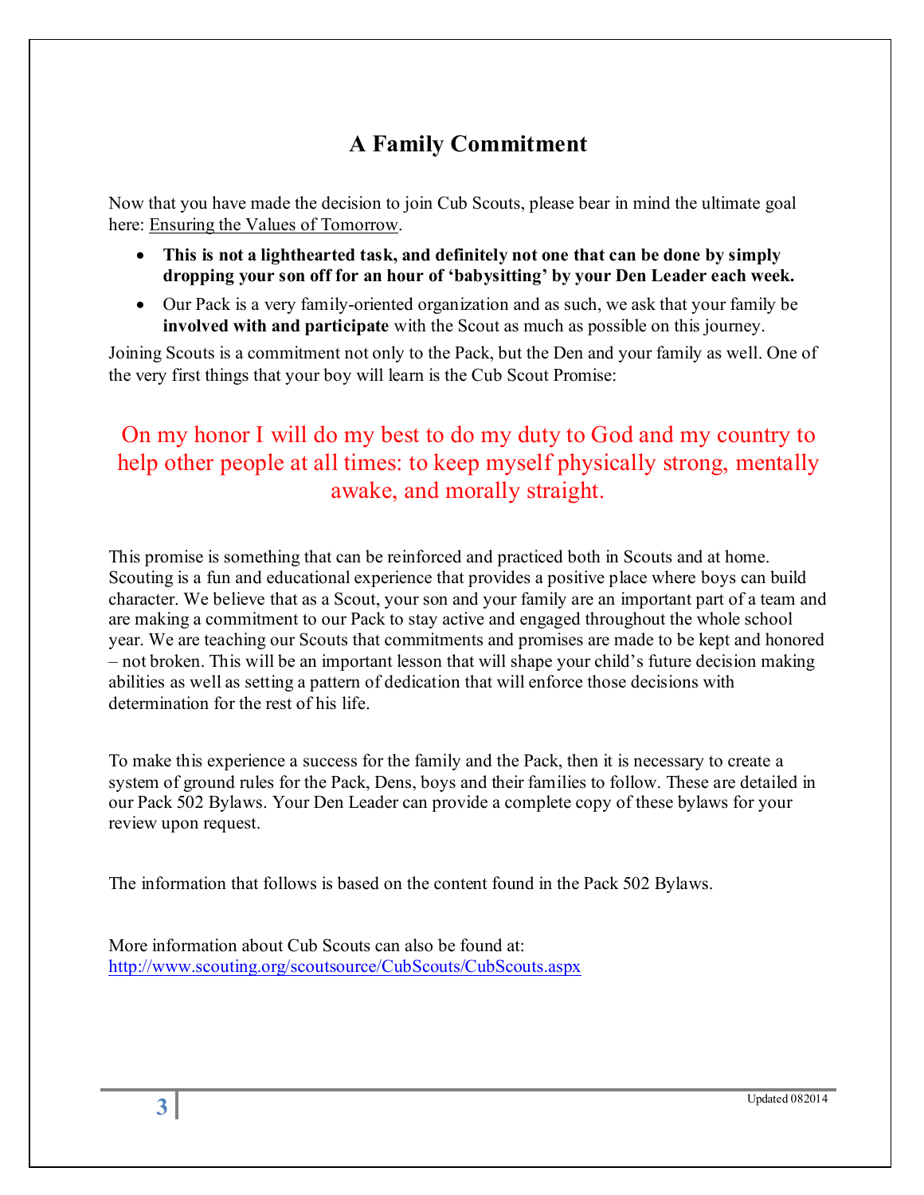# A Family Commitment

Now that you have made the decision to join Cub Scouts, please bear in mind the ultimate goal here: Ensuring the Values of Tomorrow.

- **This is not a lighthearted task, and definitely not one that can be done by simply dropping your son off for an hour of 'babysitting' by your Den Leader each week.**
- Our Pack is a very family-oriented organization and as such, we ask that your family be **involved with and participate** with the Scout as much as possible on this journey.

Joining Scouts is a commitment not only to the Pack, but the Den and your family as well. One of the very first things that your boy will learn is the Cub Scout Promise:

> On my honor I will do my best to do my duty to God and my country to help other people at all times: to keep myself physically strong, mentally awake, and morally straight.

This promise is something that can be reinforced and practiced both in Scouts and at home. Scouting is a fun and educational experience that provides a positive place where boys can build character. We believe that as a Scout, your son and your family are an important part of a team and are making a commitment to our Pack to stay active and engaged throughout the whole school year. We are teaching our Scouts that commitments and promises are made to be kept and honored – not broken. This will be an important lesson that will shape your child's future decision making abilities as well as setting a pattern of dedication that will enforce those decisions with determination for the rest of his life.

To make this experience a success for the family and the Pack, then it is necessary to create a system of ground rules for the Pack, Dens, boys and their families to follow. These are detailed in our Pack 502 Bylaws. Your Den Leader can provide a complete copy of these bylaws for your review upon request.

The information that follows is based on the content found in the Pack 502 Bylaws.

More information about Cub Scouts can also be found at:
http://www.scouting.org/scoutsource/CubScouts/CubScouts.aspx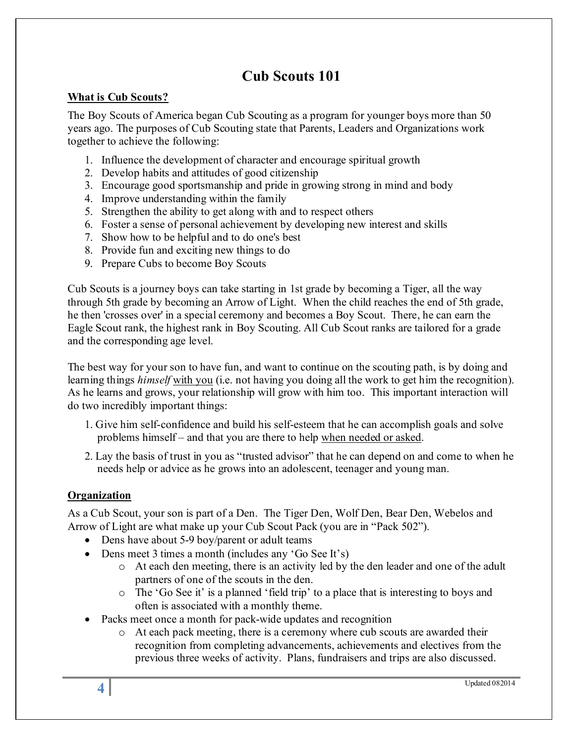# Cub Scouts 101

## What is Cub Scouts?

The Boy Scouts of America began Cub Scouting as a program for younger boys more than 50 years ago. The purposes of Cub Scouting state that Parents, Leaders and Organizations work together to achieve the following:

1. Influence the development of character and encourage spiritual growth
2. Develop habits and attitudes of good citizenship
3. Encourage good sportsmanship and pride in growing strong in mind and body
4. Improve understanding within the family
5. Strengthen the ability to get along with and to respect others
6. Foster a sense of personal achievement by developing new interest and skills
7. Show how to be helpful and to do one's best
8. Provide fun and exciting new things to do
9. Prepare Cubs to become Boy Scouts

Cub Scouts is a journey boys can take starting in 1st grade by becoming a Tiger, all the way through 5th grade by becoming an Arrow of Light. When the child reaches the end of 5th grade, he then 'crosses over' in a special ceremony and becomes a Boy Scout. There, he can earn the Eagle Scout rank, the highest rank in Boy Scouting. All Cub Scout ranks are tailored for a grade and the corresponding age level.

The best way for your son to have fun, and want to continue on the scouting path, is by doing and learning things *himself* <u>with you</u> (i.e. not having you doing all the work to get him the recognition). As he learns and grows, your relationship will grow with him too. This important interaction will do two incredibly important things:

1. Give him self-confidence and build his self-esteem that he can accomplish goals and solve problems himself – and that you are there to help <u>when needed or asked</u>.
2. Lay the basis of trust in you as "trusted advisor" that he can depend on and come to when he needs help or advice as he grows into an adolescent, teenager and young man.

## Organization

As a Cub Scout, your son is part of a Den. The Tiger Den, Wolf Den, Bear Den, Webelos and Arrow of Light are what make up your Cub Scout Pack (you are in "Pack 502").

- Dens have about 5-9 boy/parent or adult teams
- Dens meet 3 times a month (includes any 'Go See It's)
  - At each den meeting, there is an activity led by the den leader and one of the adult partners of one of the scouts in the den.
  - The 'Go See it' is a planned 'field trip' to a place that is interesting to boys and often is associated with a monthly theme.
- Packs meet once a month for pack-wide updates and recognition
  - At each pack meeting, there is a ceremony where cub scouts are awarded their recognition from completing advancements, achievements and electives from the previous three weeks of activity. Plans, fundraisers and trips are also discussed.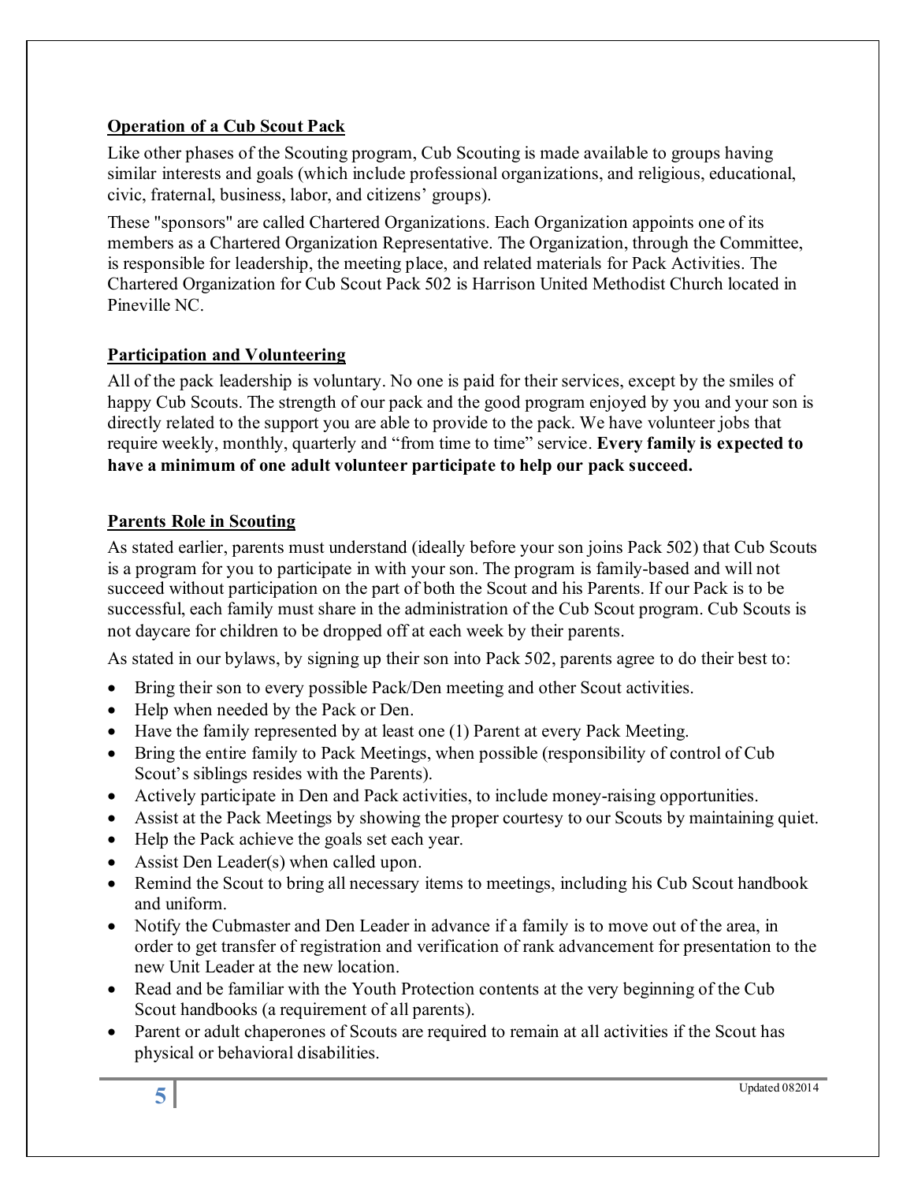## Operation of a Cub Scout Pack

Like other phases of the Scouting program, Cub Scouting is made available to groups having similar interests and goals (which include professional organizations, and religious, educational, civic, fraternal, business, labor, and citizens' groups).

These "sponsors" are called Chartered Organizations. Each Organization appoints one of its members as a Chartered Organization Representative. The Organization, through the Committee, is responsible for leadership, the meeting place, and related materials for Pack Activities. The Chartered Organization for Cub Scout Pack 502 is Harrison United Methodist Church located in Pineville NC.

## Participation and Volunteering

All of the pack leadership is voluntary. No one is paid for their services, except by the smiles of happy Cub Scouts. The strength of our pack and the good program enjoyed by you and your son is directly related to the support you are able to provide to the pack. We have volunteer jobs that require weekly, monthly, quarterly and "from time to time" service. **Every family is expected to have a minimum of one adult volunteer participate to help our pack succeed.**

## Parents Role in Scouting

As stated earlier, parents must understand (ideally before your son joins Pack 502) that Cub Scouts is a program for you to participate in with your son. The program is family-based and will not succeed without participation on the part of both the Scout and his Parents. If our Pack is to be successful, each family must share in the administration of the Cub Scout program. Cub Scouts is not daycare for children to be dropped off at each week by their parents.

As stated in our bylaws, by signing up their son into Pack 502, parents agree to do their best to:

- Bring their son to every possible Pack/Den meeting and other Scout activities.
- Help when needed by the Pack or Den.
- Have the family represented by at least one (1) Parent at every Pack Meeting.
- Bring the entire family to Pack Meetings, when possible (responsibility of control of Cub Scout's siblings resides with the Parents).
- Actively participate in Den and Pack activities, to include money-raising opportunities.
- Assist at the Pack Meetings by showing the proper courtesy to our Scouts by maintaining quiet.
- Help the Pack achieve the goals set each year.
- Assist Den Leader(s) when called upon.
- Remind the Scout to bring all necessary items to meetings, including his Cub Scout handbook and uniform.
- Notify the Cubmaster and Den Leader in advance if a family is to move out of the area, in order to get transfer of registration and verification of rank advancement for presentation to the new Unit Leader at the new location.
- Read and be familiar with the Youth Protection contents at the very beginning of the Cub Scout handbooks (a requirement of all parents).
- Parent or adult chaperones of Scouts are required to remain at all activities if the Scout has physical or behavioral disabilities.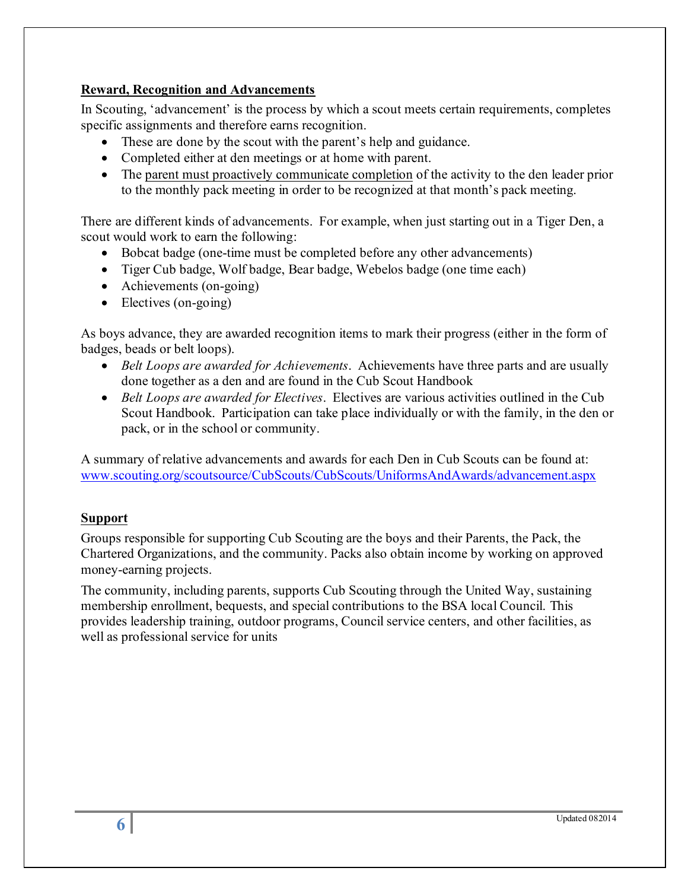## Reward, Recognition and Advancements

In Scouting, 'advancement' is the process by which a scout meets certain requirements, completes specific assignments and therefore earns recognition.

- These are done by the scout with the parent's help and guidance.
- Completed either at den meetings or at home with parent.
- The parent must proactively communicate completion of the activity to the den leader prior to the monthly pack meeting in order to be recognized at that month's pack meeting.

There are different kinds of advancements. For example, when just starting out in a Tiger Den, a scout would work to earn the following:

- Bobcat badge (one-time must be completed before any other advancements)
- Tiger Cub badge, Wolf badge, Bear badge, Webelos badge (one time each)
- Achievements (on-going)
- Electives (on-going)

As boys advance, they are awarded recognition items to mark their progress (either in the form of badges, beads or belt loops).

- *Belt Loops are awarded for Achievements*. Achievements have three parts and are usually done together as a den and are found in the Cub Scout Handbook
- *Belt Loops are awarded for Electives*. Electives are various activities outlined in the Cub Scout Handbook. Participation can take place individually or with the family, in the den or pack, or in the school or community.

A summary of relative advancements and awards for each Den in Cub Scouts can be found at: www.scouting.org/scoutsource/CubScouts/CubScouts/UniformsAndAwards/advancement.aspx

## Support

Groups responsible for supporting Cub Scouting are the boys and their Parents, the Pack, the Chartered Organizations, and the community. Packs also obtain income by working on approved money-earning projects.

The community, including parents, supports Cub Scouting through the United Way, sustaining membership enrollment, bequests, and special contributions to the BSA local Council. This provides leadership training, outdoor programs, Council service centers, and other facilities, as well as professional service for units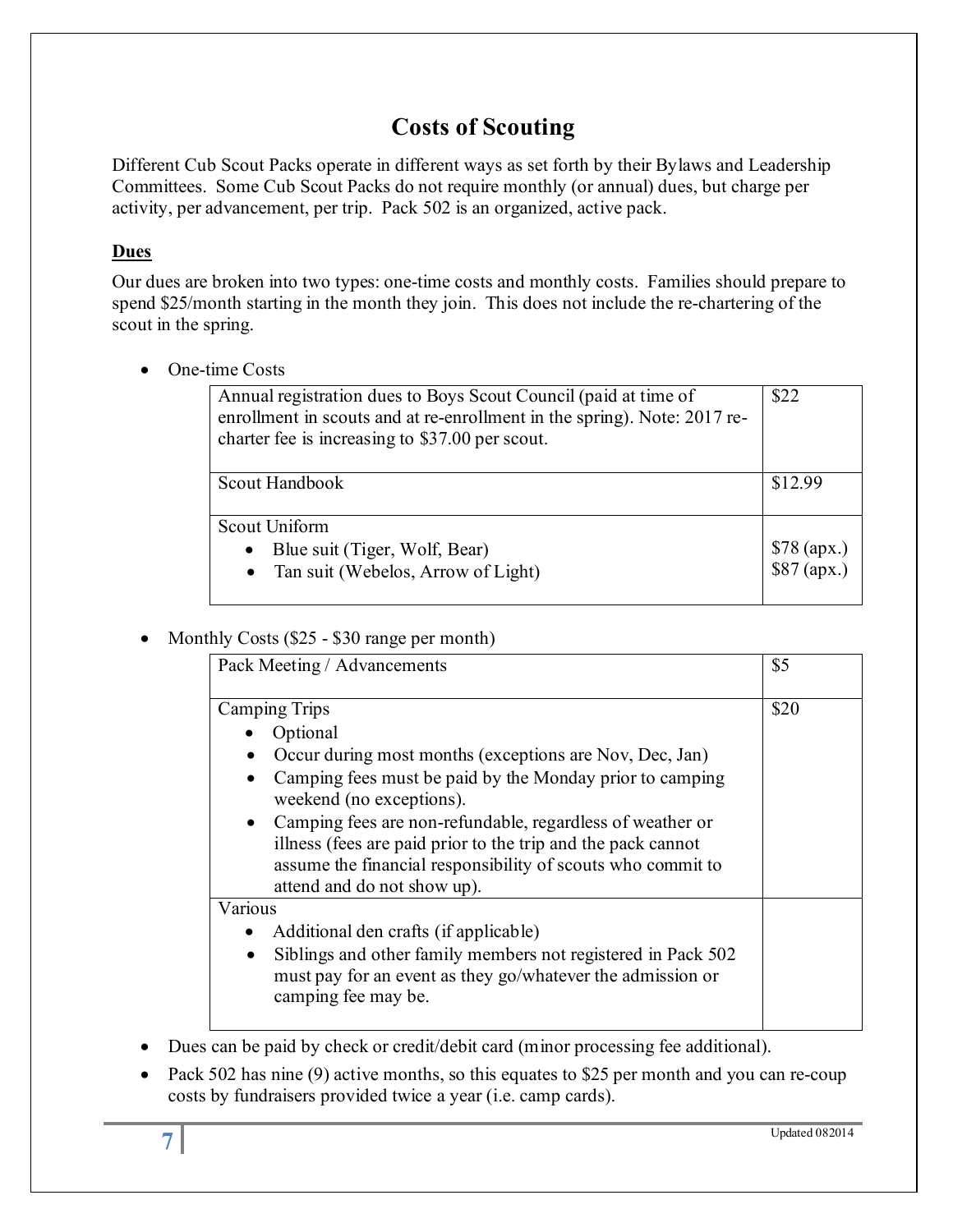# Costs of Scouting

Different Cub Scout Packs operate in different ways as set forth by their Bylaws and Leadership Committees. Some Cub Scout Packs do not require monthly (or annual) dues, but charge per activity, per advancement, per trip. Pack 502 is an organized, active pack.

## Dues

Our dues are broken into two types: one-time costs and monthly costs. Families should prepare to spend $25/month starting in the month they join. This does not include the re-chartering of the scout in the spring.

- One-time Costs

| Item | Cost |
|---|---|
| Annual registration dues to Boys Scout Council (paid at time of enrollment in scouts and at re-enrollment in the spring). Note: 2017 re-charter fee is increasing to $37.00 per scout. | $22 |
| Scout Handbook | $12.99 |
| Scout Uniform<br>• Blue suit (Tiger, Wolf, Bear)<br>• Tan suit (Webelos, Arrow of Light) | <br>$78 (apx.)<br>$87 (apx.) |

- Monthly Costs ($25 - $30 range per month)

| Item | Cost |
|---|---|
| Pack Meeting / Advancements | $5 |
| Camping Trips<br>• Optional<br>• Occur during most months (exceptions are Nov, Dec, Jan)<br>• Camping fees must be paid by the Monday prior to camping weekend (no exceptions).<br>• Camping fees are non-refundable, regardless of weather or illness (fees are paid prior to the trip and the pack cannot assume the financial responsibility of scouts who commit to attend and do not show up). | $20 |
| Various<br>• Additional den crafts (if applicable)<br>• Siblings and other family members not registered in Pack 502 must pay for an event as they go/whatever the admission or camping fee may be. | |

- Dues can be paid by check or credit/debit card (minor processing fee additional).
- Pack 502 has nine (9) active months, so this equates to $25 per month and you can re-coup costs by fundraisers provided twice a year (i.e. camp cards).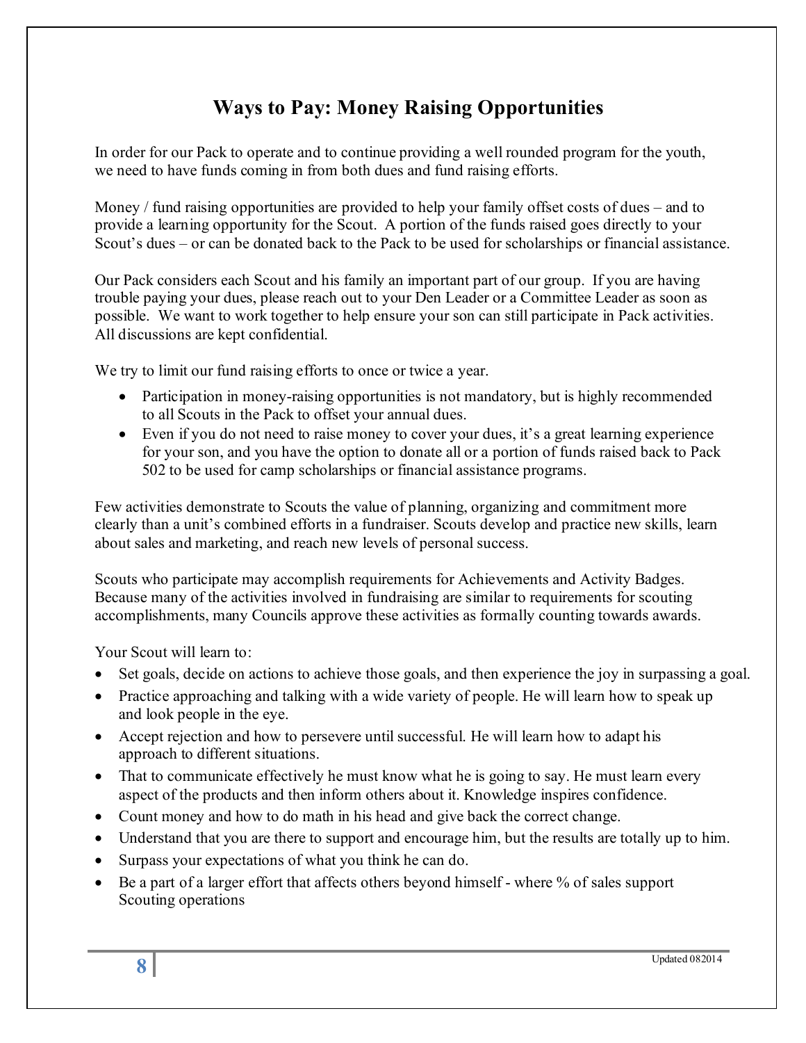# Ways to Pay: Money Raising Opportunities

In order for our Pack to operate and to continue providing a well rounded program for the youth, we need to have funds coming in from both dues and fund raising efforts.

Money / fund raising opportunities are provided to help your family offset costs of dues – and to provide a learning opportunity for the Scout. A portion of the funds raised goes directly to your Scout's dues – or can be donated back to the Pack to be used for scholarships or financial assistance.

Our Pack considers each Scout and his family an important part of our group. If you are having trouble paying your dues, please reach out to your Den Leader or a Committee Leader as soon as possible. We want to work together to help ensure your son can still participate in Pack activities. All discussions are kept confidential.

We try to limit our fund raising efforts to once or twice a year.

- Participation in money-raising opportunities is not mandatory, but is highly recommended to all Scouts in the Pack to offset your annual dues.
- Even if you do not need to raise money to cover your dues, it's a great learning experience for your son, and you have the option to donate all or a portion of funds raised back to Pack 502 to be used for camp scholarships or financial assistance programs.

Few activities demonstrate to Scouts the value of planning, organizing and commitment more clearly than a unit's combined efforts in a fundraiser. Scouts develop and practice new skills, learn about sales and marketing, and reach new levels of personal success.

Scouts who participate may accomplish requirements for Achievements and Activity Badges. Because many of the activities involved in fundraising are similar to requirements for scouting accomplishments, many Councils approve these activities as formally counting towards awards.

Your Scout will learn to:

- Set goals, decide on actions to achieve those goals, and then experience the joy in surpassing a goal.
- Practice approaching and talking with a wide variety of people. He will learn how to speak up and look people in the eye.
- Accept rejection and how to persevere until successful. He will learn how to adapt his approach to different situations.
- That to communicate effectively he must know what he is going to say. He must learn every aspect of the products and then inform others about it. Knowledge inspires confidence.
- Count money and how to do math in his head and give back the correct change.
- Understand that you are there to support and encourage him, but the results are totally up to him.
- Surpass your expectations of what you think he can do.
- Be a part of a larger effort that affects others beyond himself - where % of sales support Scouting operations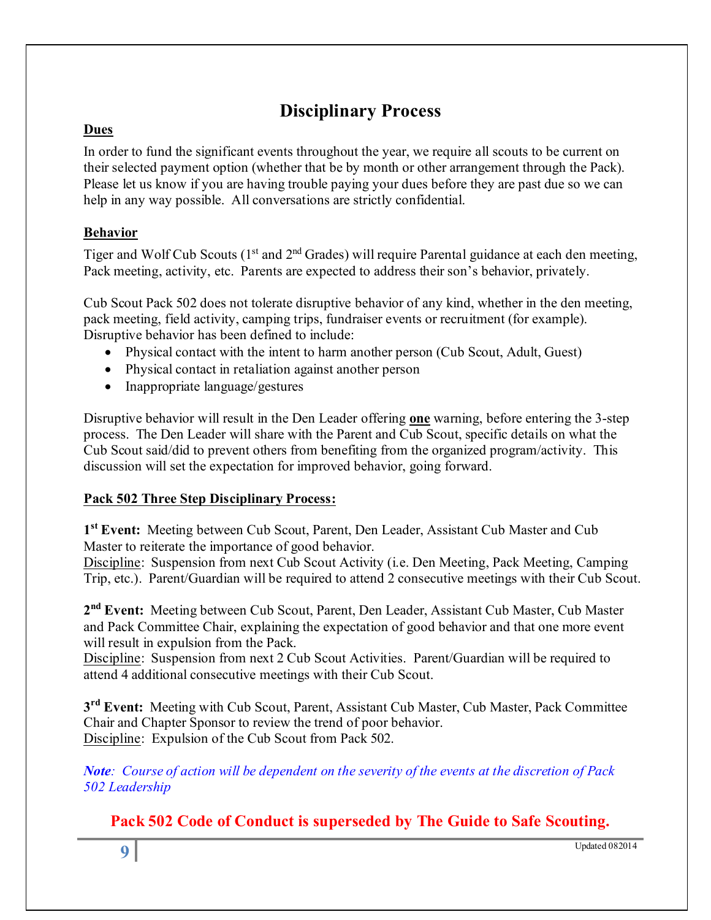# Disciplinary Process

**Dues**

In order to fund the significant events throughout the year, we require all scouts to be current on their selected payment option (whether that be by month or other arrangement through the Pack). Please let us know if you are having trouble paying your dues before they are past due so we can help in any way possible. All conversations are strictly confidential.

**Behavior**

Tiger and Wolf Cub Scouts (1st and 2nd Grades) will require Parental guidance at each den meeting, Pack meeting, activity, etc. Parents are expected to address their son's behavior, privately.

Cub Scout Pack 502 does not tolerate disruptive behavior of any kind, whether in the den meeting, pack meeting, field activity, camping trips, fundraiser events or recruitment (for example). Disruptive behavior has been defined to include:

- Physical contact with the intent to harm another person (Cub Scout, Adult, Guest)
- Physical contact in retaliation against another person
- Inappropriate language/gestures

Disruptive behavior will result in the Den Leader offering **one** warning, before entering the 3-step process. The Den Leader will share with the Parent and Cub Scout, specific details on what the Cub Scout said/did to prevent others from benefiting from the organized program/activity. This discussion will set the expectation for improved behavior, going forward.

**Pack 502 Three Step Disciplinary Process:**

**1st Event:** Meeting between Cub Scout, Parent, Den Leader, Assistant Cub Master and Cub Master to reiterate the importance of good behavior.
Discipline: Suspension from next Cub Scout Activity (i.e. Den Meeting, Pack Meeting, Camping Trip, etc.). Parent/Guardian will be required to attend 2 consecutive meetings with their Cub Scout.

**2nd Event:** Meeting between Cub Scout, Parent, Den Leader, Assistant Cub Master, Cub Master and Pack Committee Chair, explaining the expectation of good behavior and that one more event will result in expulsion from the Pack.
Discipline: Suspension from next 2 Cub Scout Activities. Parent/Guardian will be required to attend 4 additional consecutive meetings with their Cub Scout.

**3rd Event:** Meeting with Cub Scout, Parent, Assistant Cub Master, Cub Master, Pack Committee Chair and Chapter Sponsor to review the trend of poor behavior.
Discipline: Expulsion of the Cub Scout from Pack 502.

***Note**: Course of action will be dependent on the severity of the events at the discretion of Pack 502 Leadership*

**Pack 502 Code of Conduct is superseded by The Guide to Safe Scouting.**

Updated 082014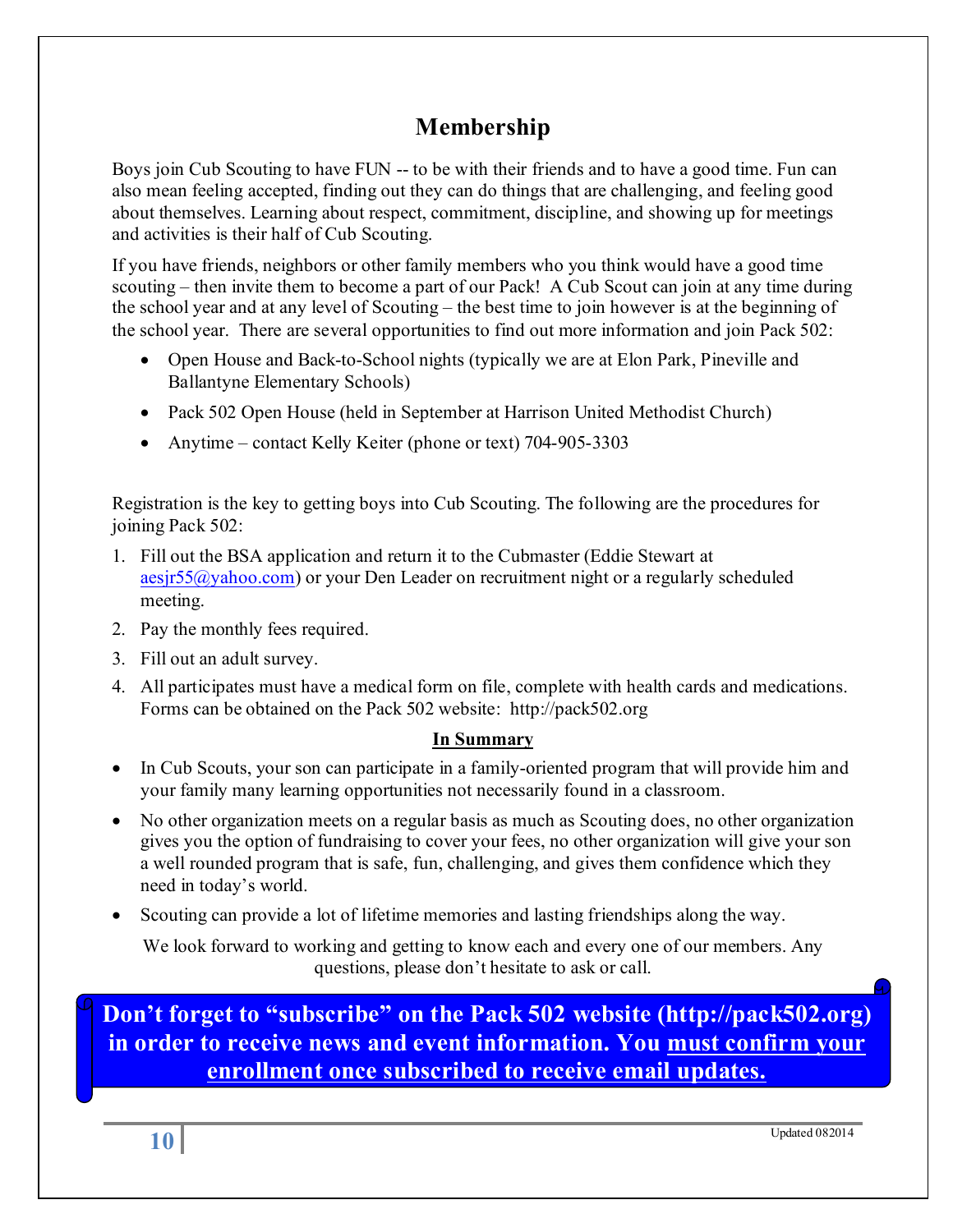# Membership

Boys join Cub Scouting to have FUN -- to be with their friends and to have a good time. Fun can also mean feeling accepted, finding out they can do things that are challenging, and feeling good about themselves. Learning about respect, commitment, discipline, and showing up for meetings and activities is their half of Cub Scouting.

If you have friends, neighbors or other family members who you think would have a good time scouting – then invite them to become a part of our Pack! A Cub Scout can join at any time during the school year and at any level of Scouting – the best time to join however is at the beginning of the school year. There are several opportunities to find out more information and join Pack 502:

- Open House and Back-to-School nights (typically we are at Elon Park, Pineville and Ballantyne Elementary Schools)
- Pack 502 Open House (held in September at Harrison United Methodist Church)
- Anytime – contact Kelly Keiter (phone or text) 704-905-3303

Registration is the key to getting boys into Cub Scouting. The following are the procedures for joining Pack 502:

1. Fill out the BSA application and return it to the Cubmaster (Eddie Stewart at aesjr55@yahoo.com) or your Den Leader on recruitment night or a regularly scheduled meeting.
2. Pay the monthly fees required.
3. Fill out an adult survey.
4. All participates must have a medical form on file, complete with health cards and medications. Forms can be obtained on the Pack 502 website: http://pack502.org

**In Summary**

- In Cub Scouts, your son can participate in a family-oriented program that will provide him and your family many learning opportunities not necessarily found in a classroom.
- No other organization meets on a regular basis as much as Scouting does, no other organization gives you the option of fundraising to cover your fees, no other organization will give your son a well rounded program that is safe, fun, challenging, and gives them confidence which they need in today's world.
- Scouting can provide a lot of lifetime memories and lasting friendships along the way.

We look forward to working and getting to know each and every one of our members. Any questions, please don't hesitate to ask or call.

**Don't forget to "subscribe" on the Pack 502 website (http://pack502.org) in order to receive news and event information. You must confirm your enrollment once subscribed to receive email updates.**

Updated 082014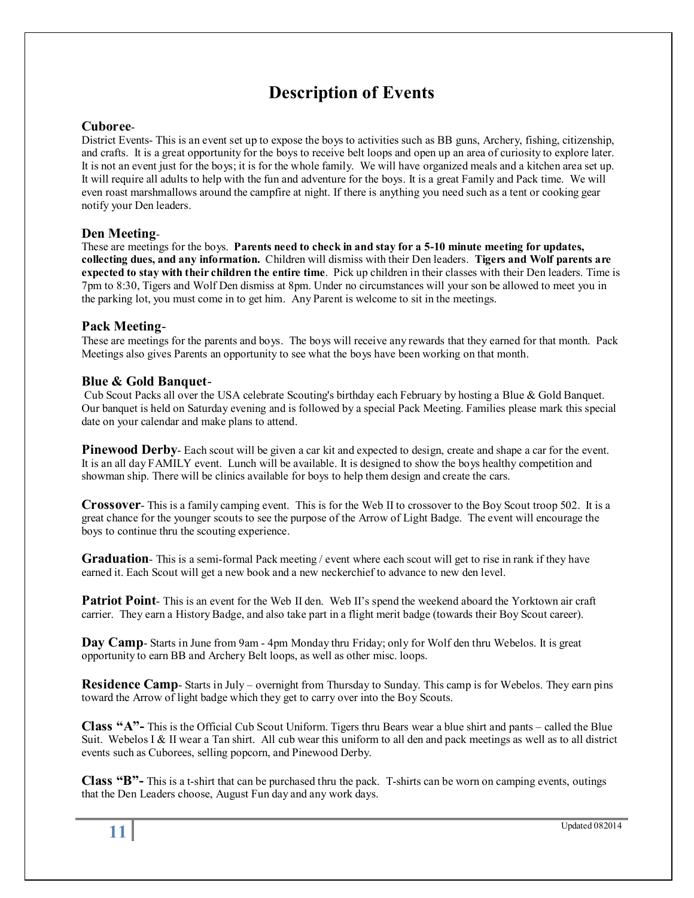# Description of Events

**Cuboree**-

District Events- This is an event set up to expose the boys to activities such as BB guns, Archery, fishing, citizenship, and crafts. It is a great opportunity for the boys to receive belt loops and open up an area of curiosity to explore later. It is not an event just for the boys; it is for the whole family. We will have organized meals and a kitchen area set up. It will require all adults to help with the fun and adventure for the boys. It is a great Family and Pack time. We will even roast marshmallows around the campfire at night. If there is anything you need such as a tent or cooking gear notify your Den leaders.

**Den Meeting**-

These are meetings for the boys. **Parents need to check in and stay for a 5-10 minute meeting for updates, collecting dues, and any information.** Children will dismiss with their Den leaders. **Tigers and Wolf parents are expected to stay with their children the entire time**. Pick up children in their classes with their Den leaders. Time is 7pm to 8:30, Tigers and Wolf Den dismiss at 8pm. Under no circumstances will your son be allowed to meet you in the parking lot, you must come in to get him. Any Parent is welcome to sit in the meetings.

**Pack Meeting**-

These are meetings for the parents and boys. The boys will receive any rewards that they earned for that month. Pack Meetings also gives Parents an opportunity to see what the boys have been working on that month.

**Blue & Gold Banquet**-

Cub Scout Packs all over the USA celebrate Scouting's birthday each February by hosting a Blue & Gold Banquet. Our banquet is held on Saturday evening and is followed by a special Pack Meeting. Families please mark this special date on your calendar and make plans to attend.

**Pinewood Derby**- Each scout will be given a car kit and expected to design, create and shape a car for the event. It is an all day FAMILY event. Lunch will be available. It is designed to show the boys healthy competition and showman ship. There will be clinics available for boys to help them design and create the cars.

**Crossover**- This is a family camping event. This is for the Web II to crossover to the Boy Scout troop 502. It is a great chance for the younger scouts to see the purpose of the Arrow of Light Badge. The event will encourage the boys to continue thru the scouting experience.

**Graduation**- This is a semi-formal Pack meeting / event where each scout will get to rise in rank if they have earned it. Each Scout will get a new book and a new neckerchief to advance to new den level.

**Patriot Point**- This is an event for the Web II den. Web II's spend the weekend aboard the Yorktown air craft carrier. They earn a History Badge, and also take part in a flight merit badge (towards their Boy Scout career).

**Day Camp**- Starts in June from 9am - 4pm Monday thru Friday; only for Wolf den thru Webelos. It is great opportunity to earn BB and Archery Belt loops, as well as other misc. loops.

**Residence Camp**- Starts in July – overnight from Thursday to Sunday. This camp is for Webelos. They earn pins toward the Arrow of light badge which they get to carry over into the Boy Scouts.

**Class "A"-** This is the Official Cub Scout Uniform. Tigers thru Bears wear a blue shirt and pants – called the Blue Suit. Webelos I & II wear a Tan shirt. All cub wear this uniform to all den and pack meetings as well as to all district events such as Cuborees, selling popcorn, and Pinewood Derby.

**Class "B"-** This is a t-shirt that can be purchased thru the pack. T-shirts can be worn on camping events, outings that the Den Leaders choose, August Fun day and any work days.

Updated 082014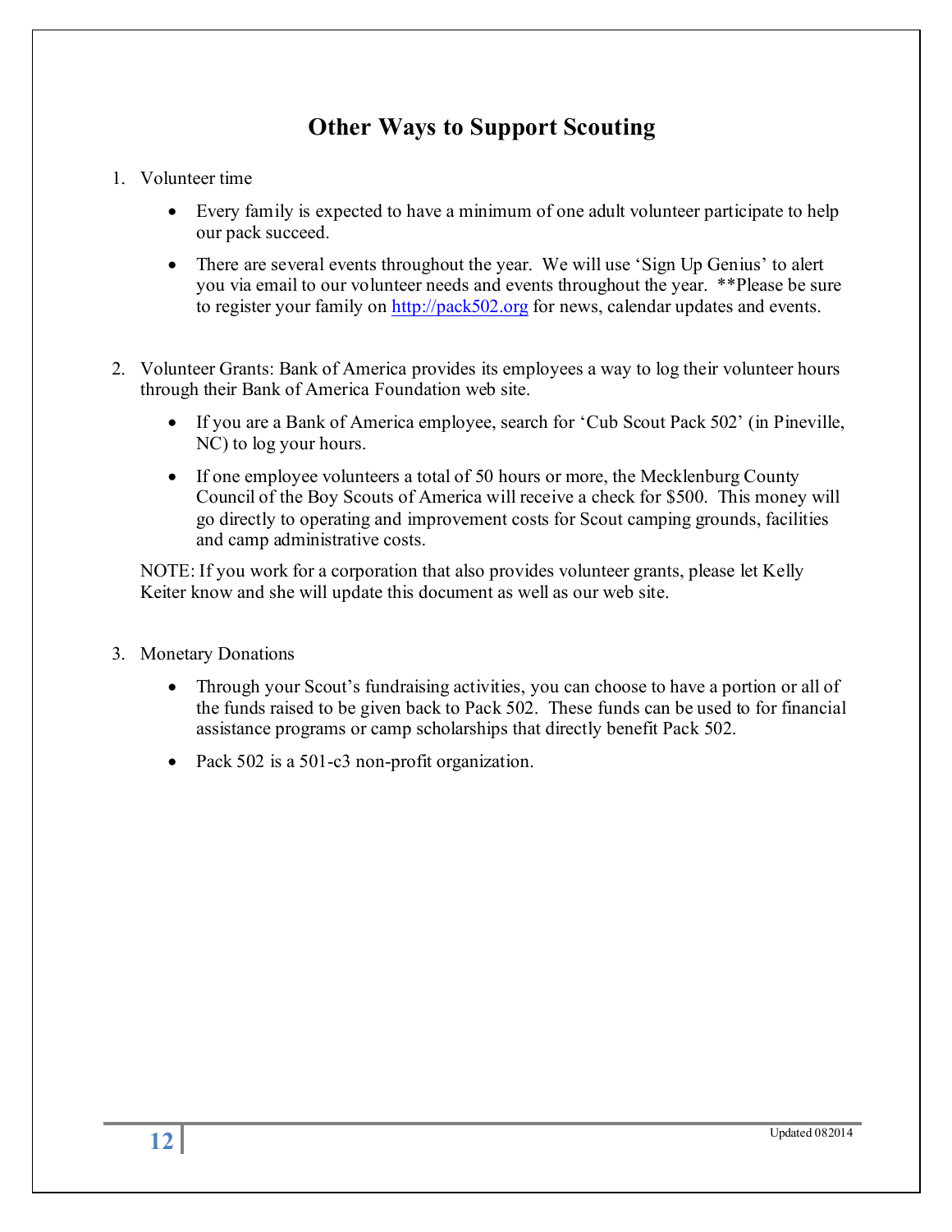# Other Ways to Support Scouting

1. Volunteer time

   - Every family is expected to have a minimum of one adult volunteer participate to help our pack succeed.
   - There are several events throughout the year. We will use 'Sign Up Genius' to alert you via email to our volunteer needs and events throughout the year. **Please be sure to register your family on http://pack502.org for news, calendar updates and events.

2. Volunteer Grants: Bank of America provides its employees a way to log their volunteer hours through their Bank of America Foundation web site.

   - If you are a Bank of America employee, search for 'Cub Scout Pack 502' (in Pineville, NC) to log your hours.
   - If one employee volunteers a total of 50 hours or more, the Mecklenburg County Council of the Boy Scouts of America will receive a check for $500. This money will go directly to operating and improvement costs for Scout camping grounds, facilities and camp administrative costs.

   NOTE: If you work for a corporation that also provides volunteer grants, please let Kelly Keiter know and she will update this document as well as our web site.

3. Monetary Donations

   - Through your Scout's fundraising activities, you can choose to have a portion or all of the funds raised to be given back to Pack 502. These funds can be used to for financial assistance programs or camp scholarships that directly benefit Pack 502.
   - Pack 502 is a 501-c3 non-profit organization.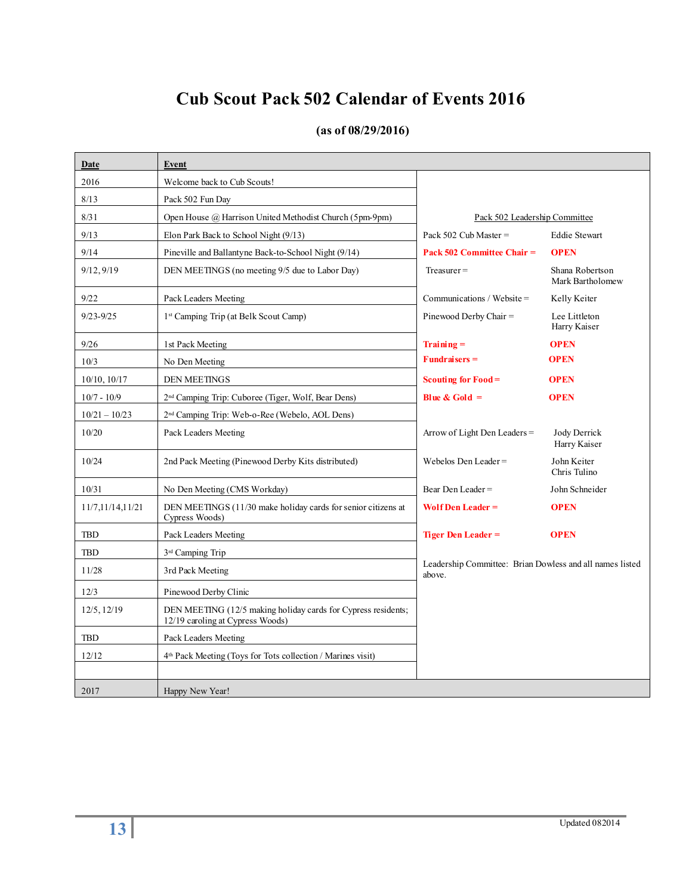# Cub Scout Pack 502 Calendar of Events 2016

**(as of 08/29/2016)**

| Date | Event |
|---|---|
| 2016 | Welcome back to Cub Scouts! |
| 8/13 | Pack 502 Fun Day |
| 8/31 | Open House @ Harrison United Methodist Church (5pm-9pm) |
| 9/13 | Elon Park Back to School Night (9/13) |
| 9/14 | Pineville and Ballantyne Back-to-School Night (9/14) |
| 9/12, 9/19 | DEN MEETINGS (no meeting 9/5 due to Labor Day) |
| 9/22 | Pack Leaders Meeting |
| 9/23-9/25 | 1st Camping Trip (at Belk Scout Camp) |
| 9/26 | 1st Pack Meeting |
| 10/3 | No Den Meeting |
| 10/10, 10/17 | DEN MEETINGS |
| 10/7 - 10/9 | 2nd Camping Trip: Cuboree (Tiger, Wolf, Bear Dens) |
| 10/21 – 10/23 | 2nd Camping Trip: Web-o-Ree (Webelo, AOL Dens) |
| 10/20 | Pack Leaders Meeting |
| 10/24 | 2nd Pack Meeting (Pinewood Derby Kits distributed) |
| 10/31 | No Den Meeting (CMS Workday) |
| 11/7,11/14,11/21 | DEN MEETINGS (11/30 make holiday cards for senior citizens at Cypress Woods) |
| TBD | Pack Leaders Meeting |
| TBD | 3rd Camping Trip |
| 11/28 | 3rd Pack Meeting |
| 12/3 | Pinewood Derby Clinic |
| 12/5, 12/19 | DEN MEETING (12/5 making holiday cards for Cypress residents; 12/19 caroling at Cypress Woods) |
| TBD | Pack Leaders Meeting |
| 12/12 | 4th Pack Meeting (Toys for Tots collection / Marines visit) |
| | |
| 2017 | Happy New Year! |

**Pack 502 Leadership Committee**

| Role | Name |
|---|---|
| Pack 502 Cub Master = | Eddie Stewart |
| **Pack 502 Committee Chair =** | **OPEN** |
| Treasurer = | Shana Robertson, Mark Bartholomew |
| Communications / Website = | Kelly Keiter |
| Pinewood Derby Chair = | Lee Littleton, Harry Kaiser |
| **Training =** | **OPEN** |
| **Fundraisers =** | **OPEN** |
| **Scouting for Food =** | **OPEN** |
| **Blue & Gold =** | **OPEN** |
| Arrow of Light Den Leaders = | Jody Derrick, Harry Kaiser |
| Webelos Den Leader = | John Keiter, Chris Tulino |
| Bear Den Leader = | John Schneider |
| **Wolf Den Leader =** | **OPEN** |
| **Tiger Den Leader =** | **OPEN** |

Leadership Committee: Brian Dowless and all names listed above.

Updated 082014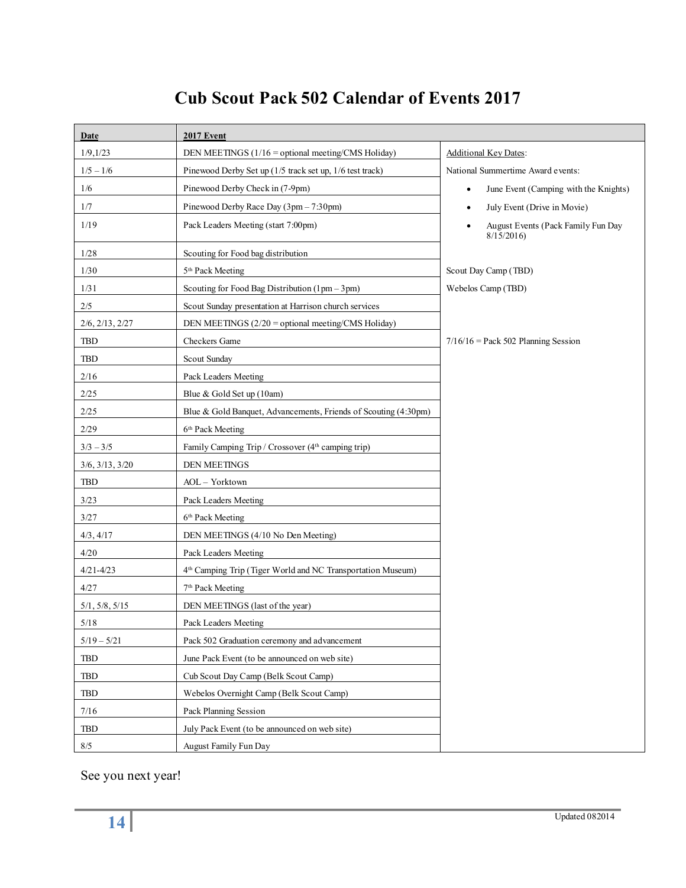# Cub Scout Pack 502 Calendar of Events 2017

| Date | 2017 Event | |
|---|---|---|
| 1/9,1/23 | DEN MEETINGS (1/16 = optional meeting/CMS Holiday) | Additional Key Dates: |
| 1/5 – 1/6 | Pinewood Derby Set up (1/5 track set up, 1/6 test track) | National Summertime Award events: |
| 1/6 | Pinewood Derby Check in (7-9pm) | • June Event (Camping with the Knights) |
| 1/7 | Pinewood Derby Race Day (3pm – 7:30pm) | • July Event (Drive in Movie) |
| 1/19 | Pack Leaders Meeting (start 7:00pm) | • August Events (Pack Family Fun Day 8/15/2016) |
| 1/28 | Scouting for Food bag distribution | |
| 1/30 | 5th Pack Meeting | Scout Day Camp (TBD) |
| 1/31 | Scouting for Food Bag Distribution (1pm – 3pm) | Webelos Camp (TBD) |
| 2/5 | Scout Sunday presentation at Harrison church services | |
| 2/6, 2/13, 2/27 | DEN MEETINGS (2/20 = optional meeting/CMS Holiday) | |
| TBD | Checkers Game | 7/16/16 = Pack 502 Planning Session |
| TBD | Scout Sunday | |
| 2/16 | Pack Leaders Meeting | |
| 2/25 | Blue & Gold Set up (10am) | |
| 2/25 | Blue & Gold Banquet, Advancements, Friends of Scouting (4:30pm) | |
| 2/29 | 6th Pack Meeting | |
| 3/3 – 3/5 | Family Camping Trip / Crossover (4th camping trip) | |
| 3/6, 3/13, 3/20 | DEN MEETINGS | |
| TBD | AOL – Yorktown | |
| 3/23 | Pack Leaders Meeting | |
| 3/27 | 6th Pack Meeting | |
| 4/3, 4/17 | DEN MEETINGS (4/10 No Den Meeting) | |
| 4/20 | Pack Leaders Meeting | |
| 4/21-4/23 | 4th Camping Trip (Tiger World and NC Transportation Museum) | |
| 4/27 | 7th Pack Meeting | |
| 5/1, 5/8, 5/15 | DEN MEETINGS (last of the year) | |
| 5/18 | Pack Leaders Meeting | |
| 5/19 – 5/21 | Pack 502 Graduation ceremony and advancement | |
| TBD | June Pack Event (to be announced on web site) | |
| TBD | Cub Scout Day Camp (Belk Scout Camp) | |
| TBD | Webelos Overnight Camp (Belk Scout Camp) | |
| 7/16 | Pack Planning Session | |
| TBD | July Pack Event (to be announced on web site) | |
| 8/5 | August Family Fun Day | |

See you next year!

Updated 082014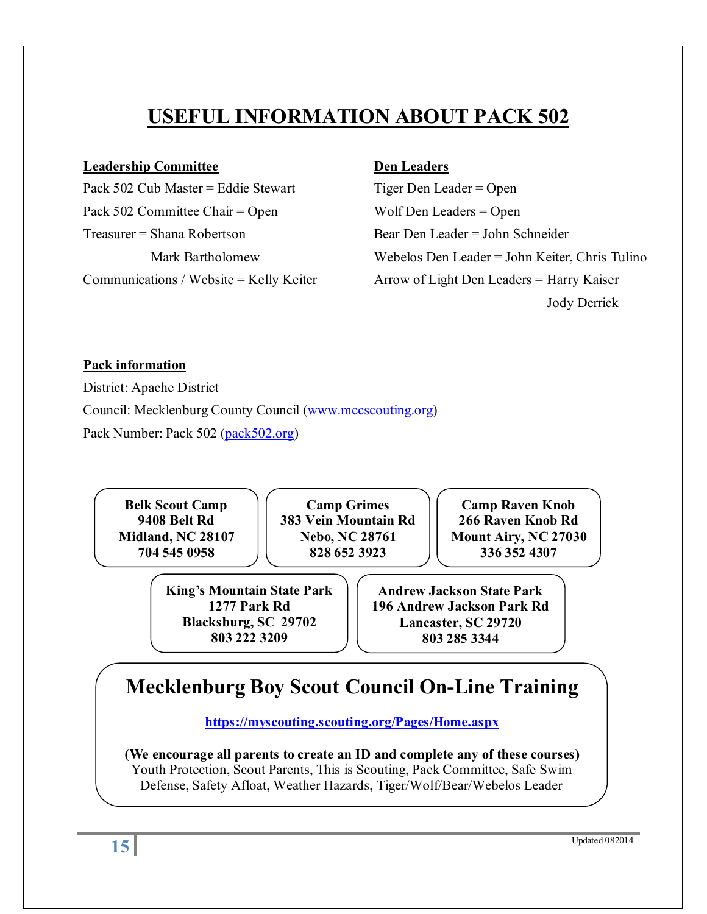# USEFUL INFORMATION ABOUT PACK 502

**Leadership Committee**

Pack 502 Cub Master = Eddie Stewart

Pack 502 Committee Chair = Open

Treasurer = Shana Robertson
Mark Bartholomew

Communications / Website = Kelly Keiter

**Den Leaders**

Tiger Den Leader = Open

Wolf Den Leaders = Open

Bear Den Leader = John Schneider

Webelos Den Leader = John Keiter, Chris Tulino

Arrow of Light Den Leaders = Harry Kaiser
Jody Derrick

**Pack information**

District: Apache District

Council: Mecklenburg County Council (www.mccscouting.org)

Pack Number: Pack 502 (pack502.org)

**Belk Scout Camp**
**9408 Belt Rd**
**Midland, NC 28107**
**704 545 0958**

**Camp Grimes**
**383 Vein Mountain Rd**
**Nebo, NC 28761**
**828 652 3923**

**Camp Raven Knob**
**266 Raven Knob Rd**
**Mount Airy, NC 27030**
**336 352 4307**

**King's Mountain State Park**
**1277 Park Rd**
**Blacksburg, SC 29702**
**803 222 3209**

**Andrew Jackson State Park**
**196 Andrew Jackson Park Rd**
**Lancaster, SC 29720**
**803 285 3344**

## Mecklenburg Boy Scout Council On-Line Training

**https://myscouting.scouting.org/Pages/Home.aspx**

**(We encourage all parents to create an ID and complete any of these courses)**
Youth Protection, Scout Parents, This is Scouting, Pack Committee, Safe Swim Defense, Safety Afloat, Weather Hazards, Tiger/Wolf/Bear/Webelos Leader

Updated 082014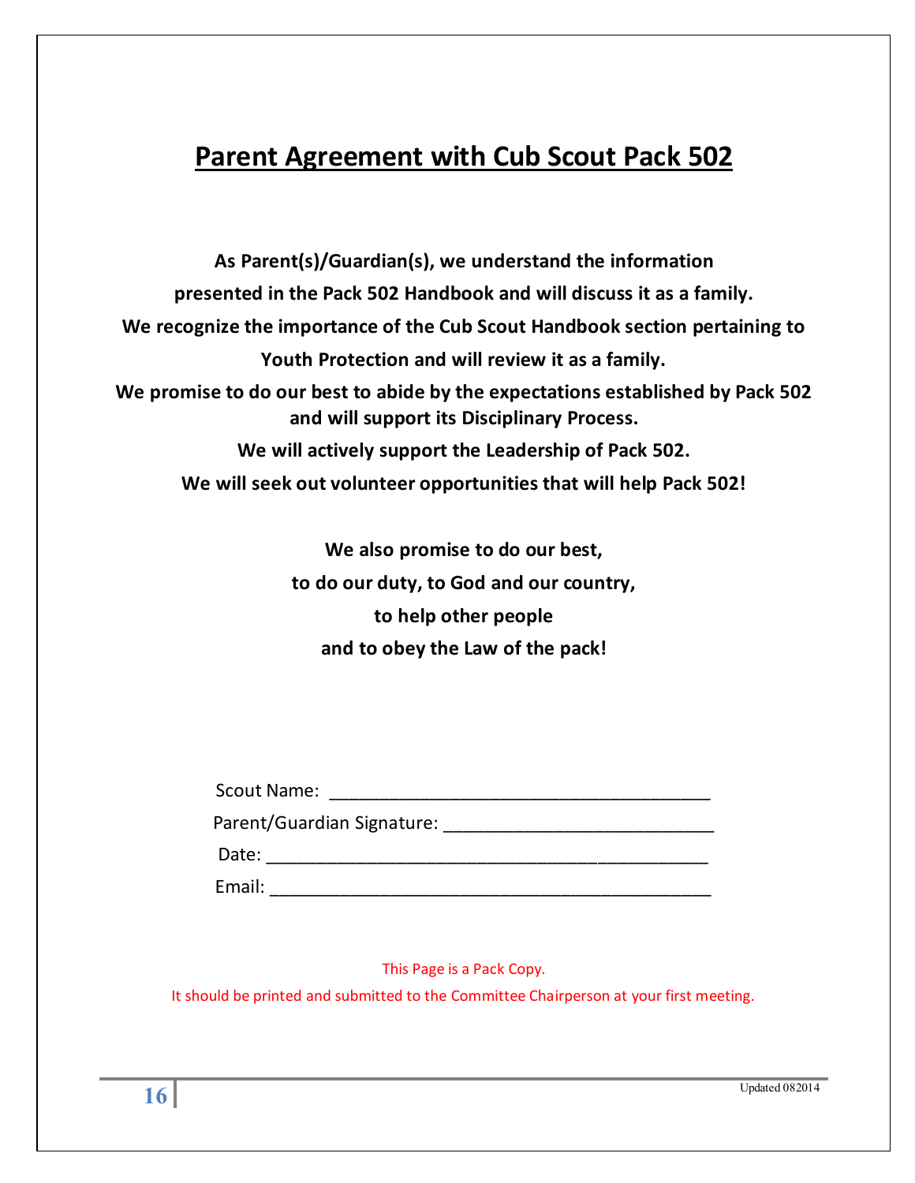# Parent Agreement with Cub Scout Pack 502

**As Parent(s)/Guardian(s), we understand the information presented in the Pack 502 Handbook and will discuss it as a family.**

**We recognize the importance of the Cub Scout Handbook section pertaining to Youth Protection and will review it as a family.**

**We promise to do our best to abide by the expectations established by Pack 502 and will support its Disciplinary Process.**

**We will actively support the Leadership of Pack 502.**

**We will seek out volunteer opportunities that will help Pack 502!**

**We also promise to do our best,**
**to do our duty, to God and our country,**
**to help other people**
**and to obey the Law of the pack!**

Scout Name: ________________________________________

Parent/Guardian Signature: ____________________________

Date: ______________________________________________

Email: ______________________________________________

This Page is a Pack Copy.

It should be printed and submitted to the Committee Chairperson at your first meeting.

Updated 082014